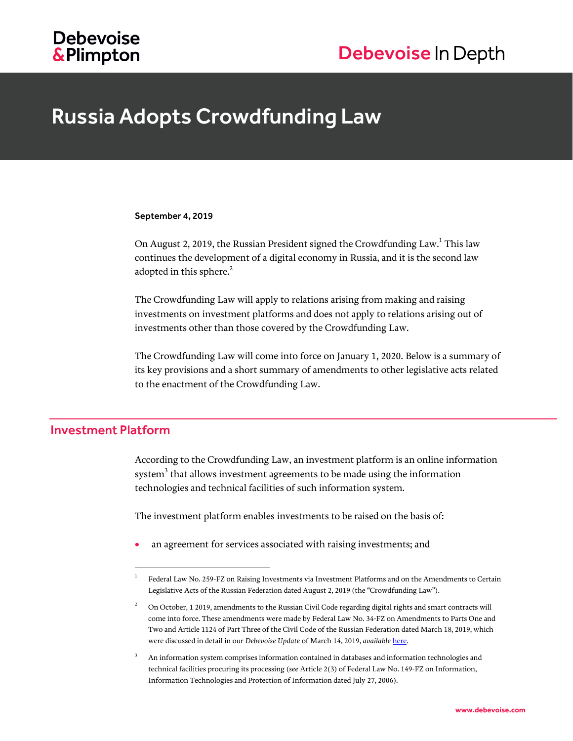Debevoise & Plimpton

Debevoise In Depth

# Russia Adopts Crowdfunding Law

**September 4, 2019**

On August 2, 2019, the Russian President signed the Crowdfunding Law.[1] This law continues the development of a digital economy in Russia, and it is the second law adopted in this sphere.[2]

The Crowdfunding Law will apply to relations arising from making and raising investments on investment platforms and does not apply to relations arising out of investments other than those covered by the Crowdfunding Law.

The Crowdfunding Law will come into force on January 1, 2020. Below is a summary of its key provisions and a short summary of amendments to other legislative acts related to the enactment of the Crowdfunding Law.

## Investment Platform

According to the Crowdfunding Law, an investment platform is an online information system[3] that allows investment agreements to be made using the information technologies and technical facilities of such information system.

The investment platform enables investments to be raised on the basis of:

- an agreement for services associated with raising investments; and

---

[1] Federal Law No. 259-FZ on Raising Investments via Investment Platforms and on the Amendments to Certain Legislative Acts of the Russian Federation dated August 2, 2019 (the "Crowdfunding Law").

[2] On October, 1 2019, amendments to the Russian Civil Code regarding digital rights and smart contracts will come into force. These amendments were made by Federal Law No. 34-FZ on Amendments to Parts One and Two and Article 1124 of Part Three of the Civil Code of the Russian Federation dated March 18, 2019, which were discussed in detail in our *Debevoise Update* of March 14, 2019, *available* here.

[3] An information system comprises information contained in databases and information technologies and technical facilities procuring its processing (*see* Article 2(3) of Federal Law No. 149-FZ on Information, Information Technologies and Protection of Information dated July 27, 2006).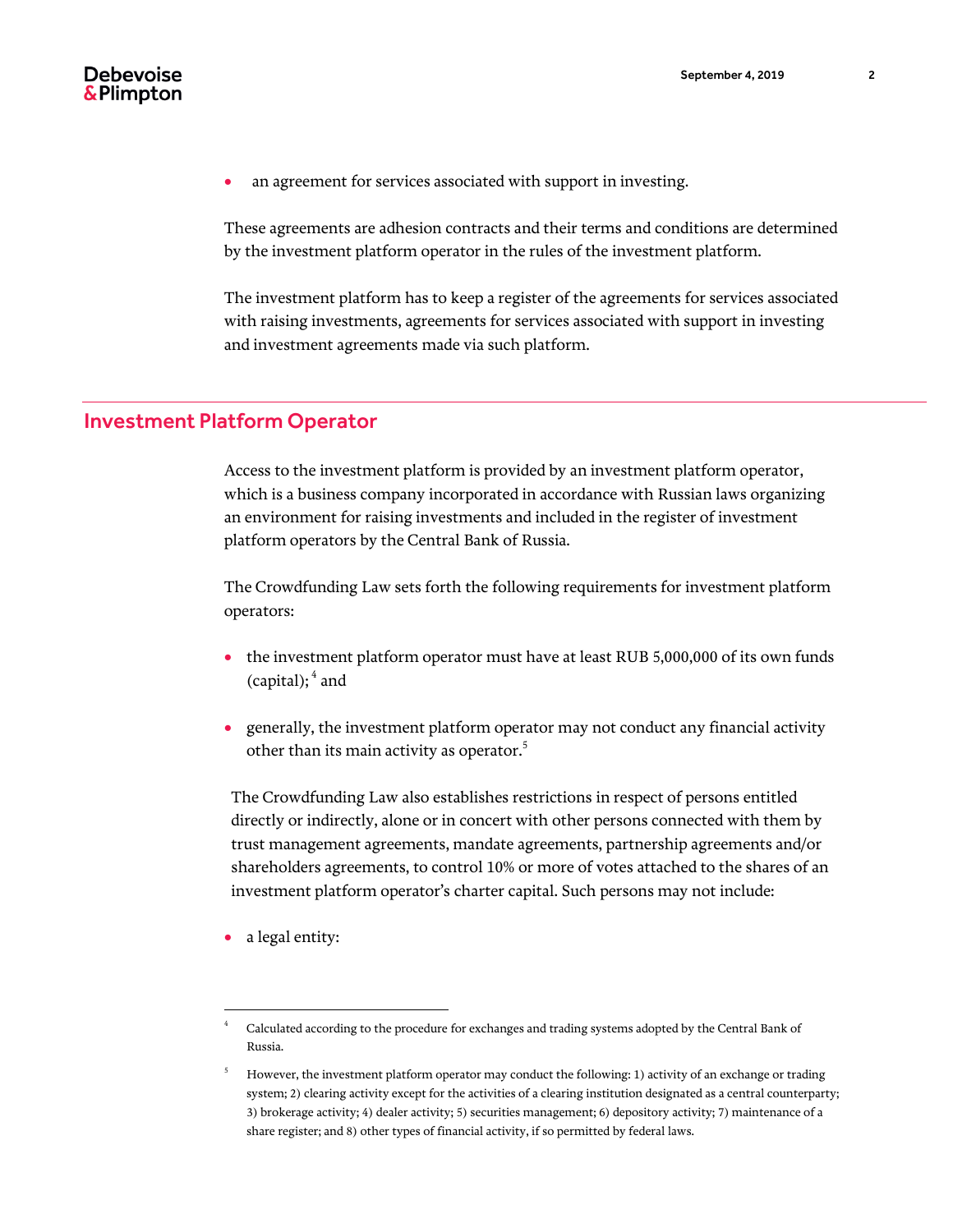- an agreement for services associated with support in investing.

These agreements are adhesion contracts and their terms and conditions are determined by the investment platform operator in the rules of the investment platform.

The investment platform has to keep a register of the agreements for services associated with raising investments, agreements for services associated with support in investing and investment agreements made via such platform.

## Investment Platform Operator

Access to the investment platform is provided by an investment platform operator, which is a business company incorporated in accordance with Russian laws organizing an environment for raising investments and included in the register of investment platform operators by the Central Bank of Russia.

The Crowdfunding Law sets forth the following requirements for investment platform operators:

- the investment platform operator must have at least RUB 5,000,000 of its own funds (capital); [4] and
- generally, the investment platform operator may not conduct any financial activity other than its main activity as operator.[5]

The Crowdfunding Law also establishes restrictions in respect of persons entitled directly or indirectly, alone or in concert with other persons connected with them by trust management agreements, mandate agreements, partnership agreements and/or shareholders agreements, to control 10% or more of votes attached to the shares of an investment platform operator's charter capital. Such persons may not include:

- a legal entity:

---

[4] Calculated according to the procedure for exchanges and trading systems adopted by the Central Bank of Russia.

[5] However, the investment platform operator may conduct the following: 1) activity of an exchange or trading system; 2) clearing activity except for the activities of a clearing institution designated as a central counterparty; 3) brokerage activity; 4) dealer activity; 5) securities management; 6) depository activity; 7) maintenance of a share register; and 8) other types of financial activity, if so permitted by federal laws.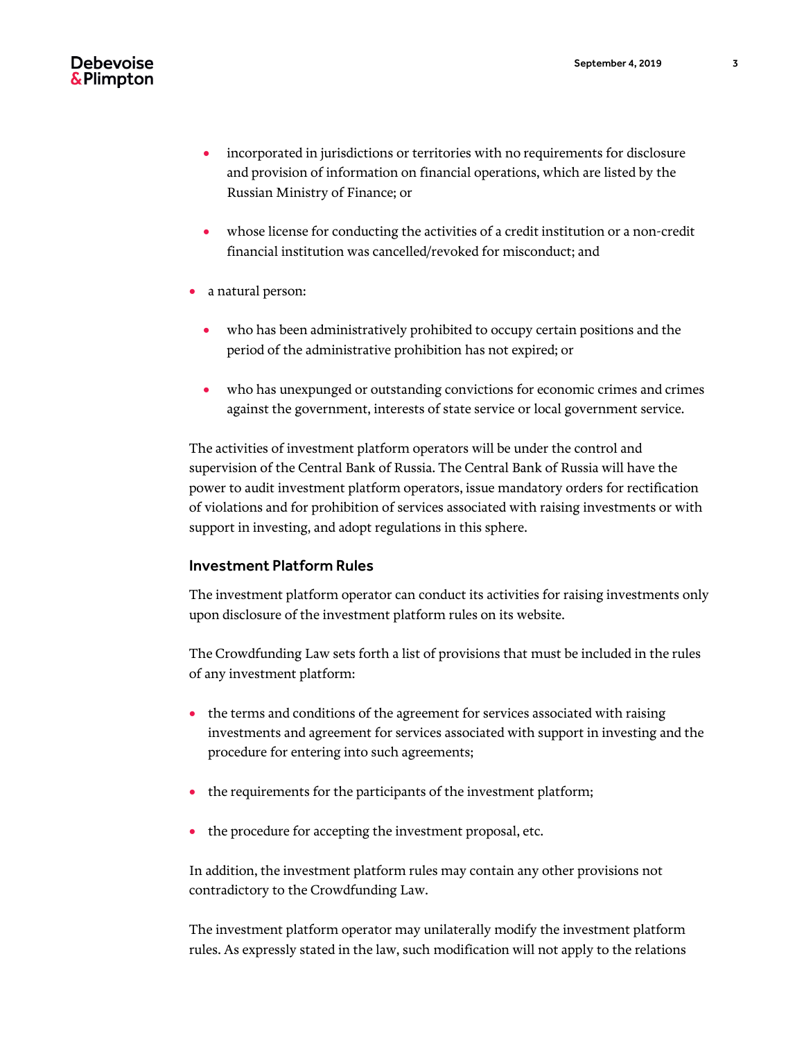- incorporated in jurisdictions or territories with no requirements for disclosure and provision of information on financial operations, which are listed by the Russian Ministry of Finance; or
    - whose license for conducting the activities of a credit institution or a non-credit financial institution was cancelled/revoked for misconduct; and
- a natural person:
    - who has been administratively prohibited to occupy certain positions and the period of the administrative prohibition has not expired; or
    - who has unexpunged or outstanding convictions for economic crimes and crimes against the government, interests of state service or local government service.

The activities of investment platform operators will be under the control and supervision of the Central Bank of Russia. The Central Bank of Russia will have the power to audit investment platform operators, issue mandatory orders for rectification of violations and for prohibition of services associated with raising investments or with support in investing, and adopt regulations in this sphere.

### Investment Platform Rules

The investment platform operator can conduct its activities for raising investments only upon disclosure of the investment platform rules on its website.

The Crowdfunding Law sets forth a list of provisions that must be included in the rules of any investment platform:

- the terms and conditions of the agreement for services associated with raising investments and agreement for services associated with support in investing and the procedure for entering into such agreements;
- the requirements for the participants of the investment platform;
- the procedure for accepting the investment proposal, etc.

In addition, the investment platform rules may contain any other provisions not contradictory to the Crowdfunding Law.

The investment platform operator may unilaterally modify the investment platform rules. As expressly stated in the law, such modification will not apply to the relations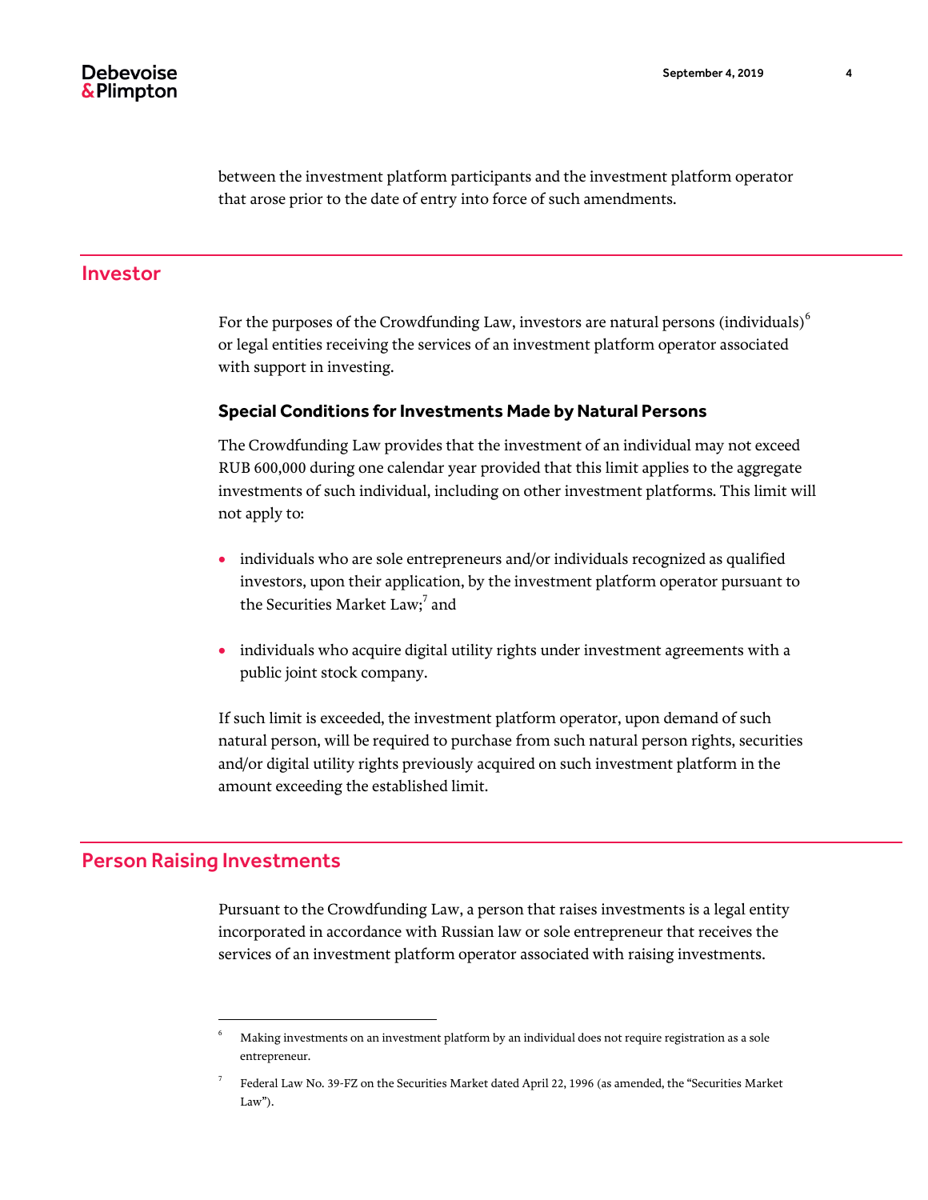between the investment platform participants and the investment platform operator that arose prior to the date of entry into force of such amendments.

## Investor

For the purposes of the Crowdfunding Law, investors are natural persons (individuals)[6] or legal entities receiving the services of an investment platform operator associated with support in investing.

### Special Conditions for Investments Made by Natural Persons

The Crowdfunding Law provides that the investment of an individual may not exceed RUB 600,000 during one calendar year provided that this limit applies to the aggregate investments of such individual, including on other investment platforms. This limit will not apply to:

- individuals who are sole entrepreneurs and/or individuals recognized as qualified investors, upon their application, by the investment platform operator pursuant to the Securities Market Law;[7] and
- individuals who acquire digital utility rights under investment agreements with a public joint stock company.

If such limit is exceeded, the investment platform operator, upon demand of such natural person, will be required to purchase from such natural person rights, securities and/or digital utility rights previously acquired on such investment platform in the amount exceeding the established limit.

## Person Raising Investments

Pursuant to the Crowdfunding Law, a person that raises investments is a legal entity incorporated in accordance with Russian law or sole entrepreneur that receives the services of an investment platform operator associated with raising investments.

---

[6] Making investments on an investment platform by an individual does not require registration as a sole entrepreneur.

[7] Federal Law No. 39-FZ on the Securities Market dated April 22, 1996 (as amended, the "Securities Market Law").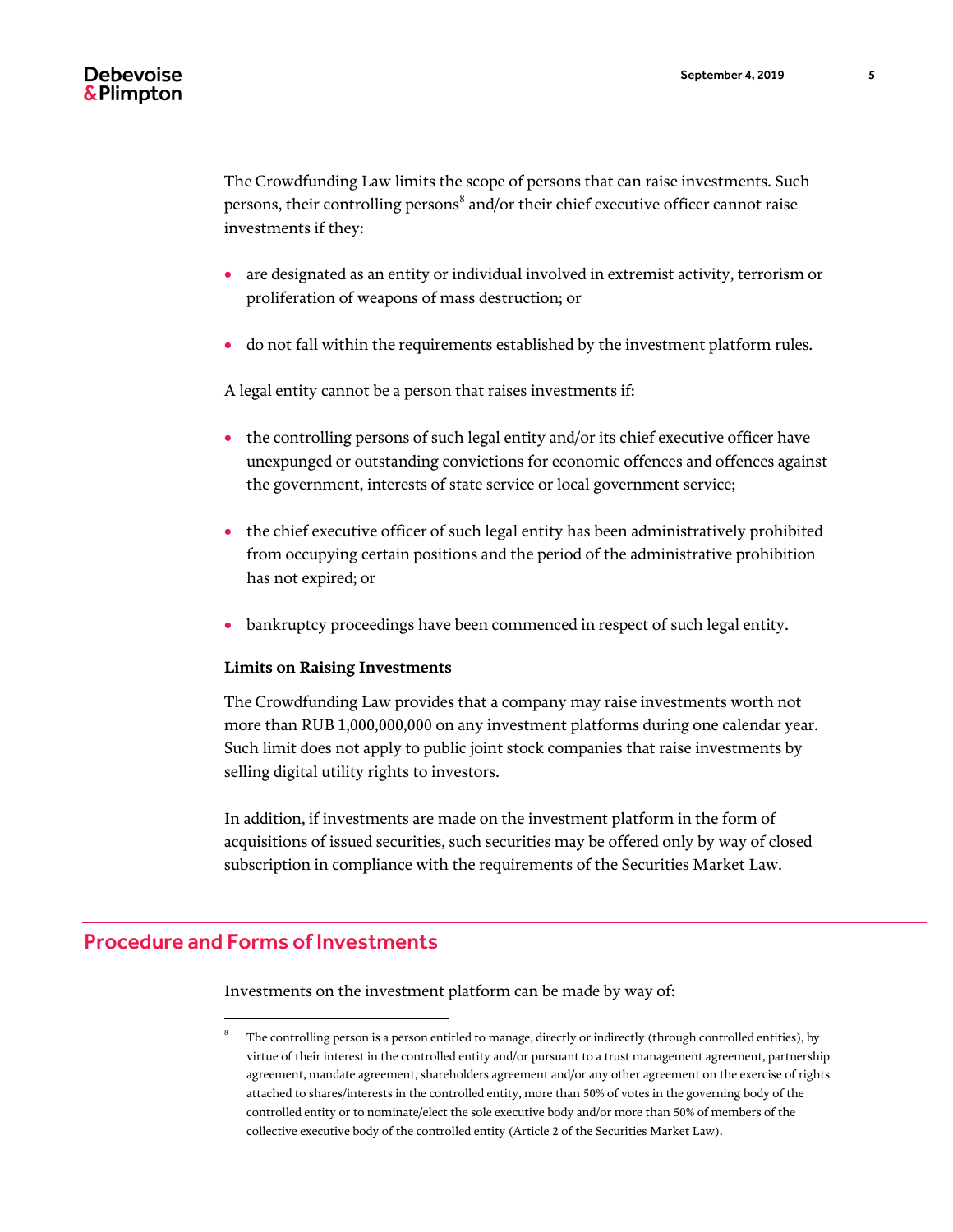The Crowdfunding Law limits the scope of persons that can raise investments. Such persons, their controlling persons[8] and/or their chief executive officer cannot raise investments if they:

- are designated as an entity or individual involved in extremist activity, terrorism or proliferation of weapons of mass destruction; or
- do not fall within the requirements established by the investment platform rules.

A legal entity cannot be a person that raises investments if:

- the controlling persons of such legal entity and/or its chief executive officer have unexpunged or outstanding convictions for economic offences and offences against the government, interests of state service or local government service;
- the chief executive officer of such legal entity has been administratively prohibited from occupying certain positions and the period of the administrative prohibition has not expired; or
- bankruptcy proceedings have been commenced in respect of such legal entity.

**Limits on Raising Investments**

The Crowdfunding Law provides that a company may raise investments worth not more than RUB 1,000,000,000 on any investment platforms during one calendar year. Such limit does not apply to public joint stock companies that raise investments by selling digital utility rights to investors.

In addition, if investments are made on the investment platform in the form of acquisitions of issued securities, such securities may be offered only by way of closed subscription in compliance with the requirements of the Securities Market Law.

## Procedure and Forms of Investments

Investments on the investment platform can be made by way of:

---

[8] The controlling person is a person entitled to manage, directly or indirectly (through controlled entities), by virtue of their interest in the controlled entity and/or pursuant to a trust management agreement, partnership agreement, mandate agreement, shareholders agreement and/or any other agreement on the exercise of rights attached to shares/interests in the controlled entity, more than 50% of votes in the governing body of the controlled entity or to nominate/elect the sole executive body and/or more than 50% of members of the collective executive body of the controlled entity (Article 2 of the Securities Market Law).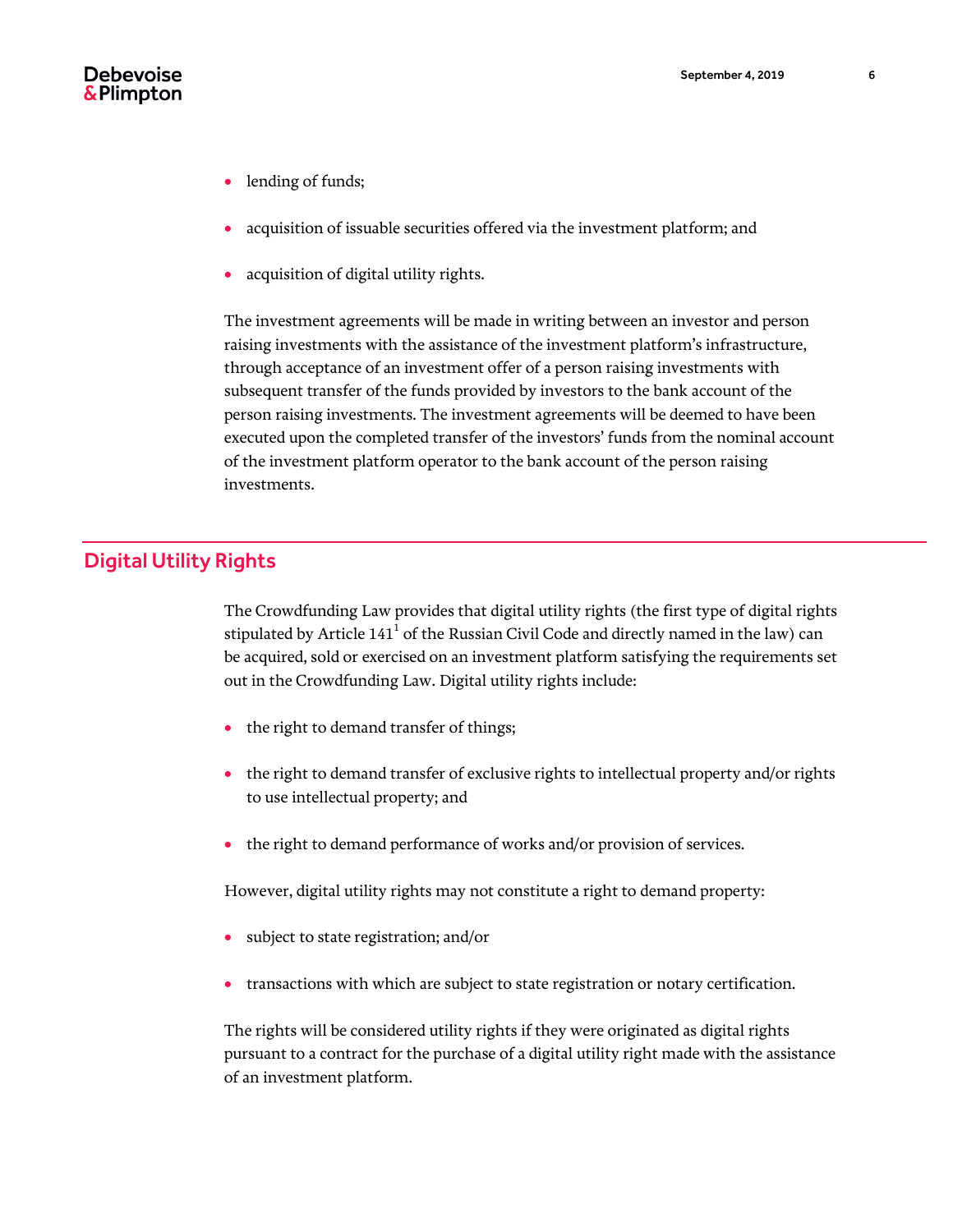- lending of funds;
- acquisition of issuable securities offered via the investment platform; and
- acquisition of digital utility rights.

The investment agreements will be made in writing between an investor and person raising investments with the assistance of the investment platform's infrastructure, through acceptance of an investment offer of a person raising investments with subsequent transfer of the funds provided by investors to the bank account of the person raising investments. The investment agreements will be deemed to have been executed upon the completed transfer of the investors' funds from the nominal account of the investment platform operator to the bank account of the person raising investments.

## Digital Utility Rights

The Crowdfunding Law provides that digital utility rights (the first type of digital rights stipulated by Article 141[1] of the Russian Civil Code and directly named in the law) can be acquired, sold or exercised on an investment platform satisfying the requirements set out in the Crowdfunding Law. Digital utility rights include:

- the right to demand transfer of things;
- the right to demand transfer of exclusive rights to intellectual property and/or rights to use intellectual property; and
- the right to demand performance of works and/or provision of services.

However, digital utility rights may not constitute a right to demand property:

- subject to state registration; and/or
- transactions with which are subject to state registration or notary certification.

The rights will be considered utility rights if they were originated as digital rights pursuant to a contract for the purchase of a digital utility right made with the assistance of an investment platform.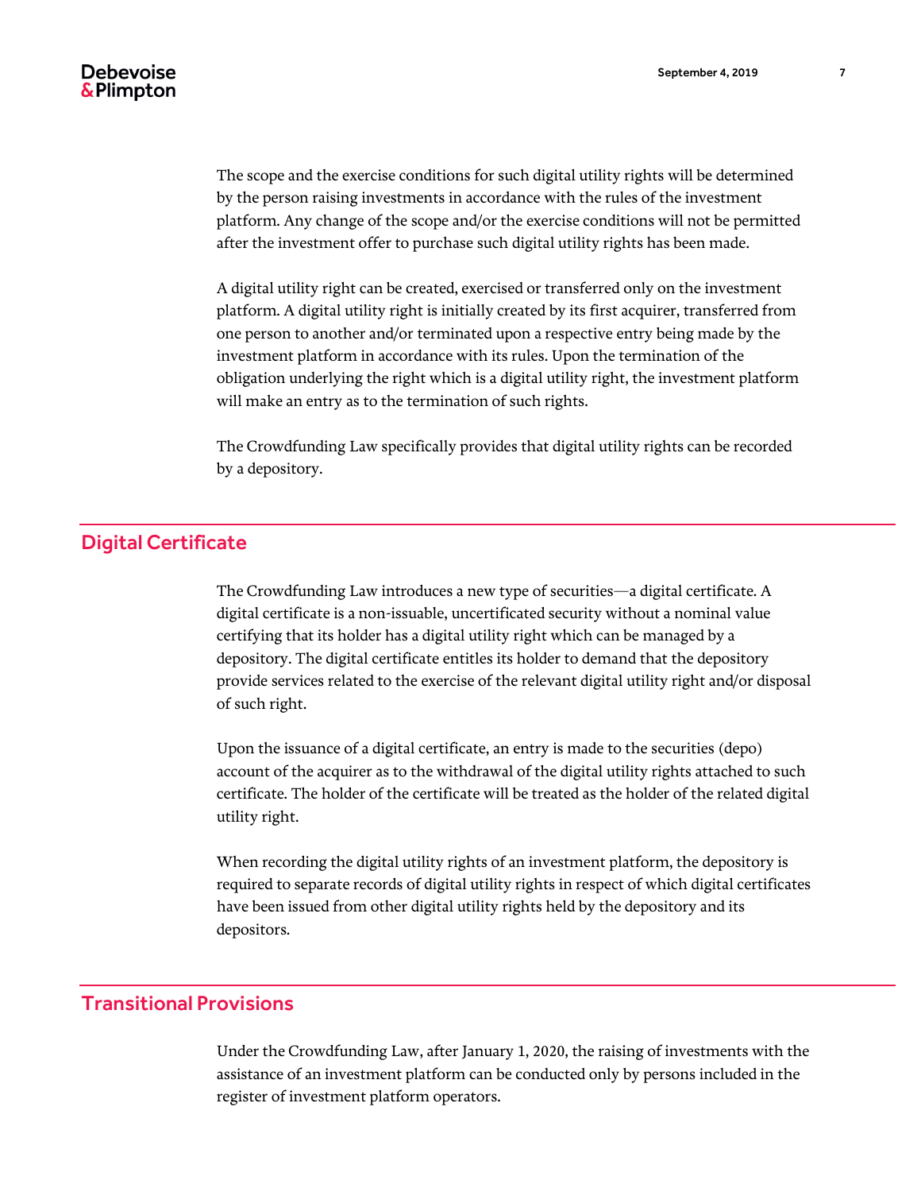The scope and the exercise conditions for such digital utility rights will be determined by the person raising investments in accordance with the rules of the investment platform. Any change of the scope and/or the exercise conditions will not be permitted after the investment offer to purchase such digital utility rights has been made.

A digital utility right can be created, exercised or transferred only on the investment platform. A digital utility right is initially created by its first acquirer, transferred from one person to another and/or terminated upon a respective entry being made by the investment platform in accordance with its rules. Upon the termination of the obligation underlying the right which is a digital utility right, the investment platform will make an entry as to the termination of such rights.

The Crowdfunding Law specifically provides that digital utility rights can be recorded by a depository.

## Digital Certificate

The Crowdfunding Law introduces a new type of securities—a digital certificate. A digital certificate is a non-issuable, uncertificated security without a nominal value certifying that its holder has a digital utility right which can be managed by a depository. The digital certificate entitles its holder to demand that the depository provide services related to the exercise of the relevant digital utility right and/or disposal of such right.

Upon the issuance of a digital certificate, an entry is made to the securities (depo) account of the acquirer as to the withdrawal of the digital utility rights attached to such certificate. The holder of the certificate will be treated as the holder of the related digital utility right.

When recording the digital utility rights of an investment platform, the depository is required to separate records of digital utility rights in respect of which digital certificates have been issued from other digital utility rights held by the depository and its depositors.

## Transitional Provisions

Under the Crowdfunding Law, after January 1, 2020, the raising of investments with the assistance of an investment platform can be conducted only by persons included in the register of investment platform operators.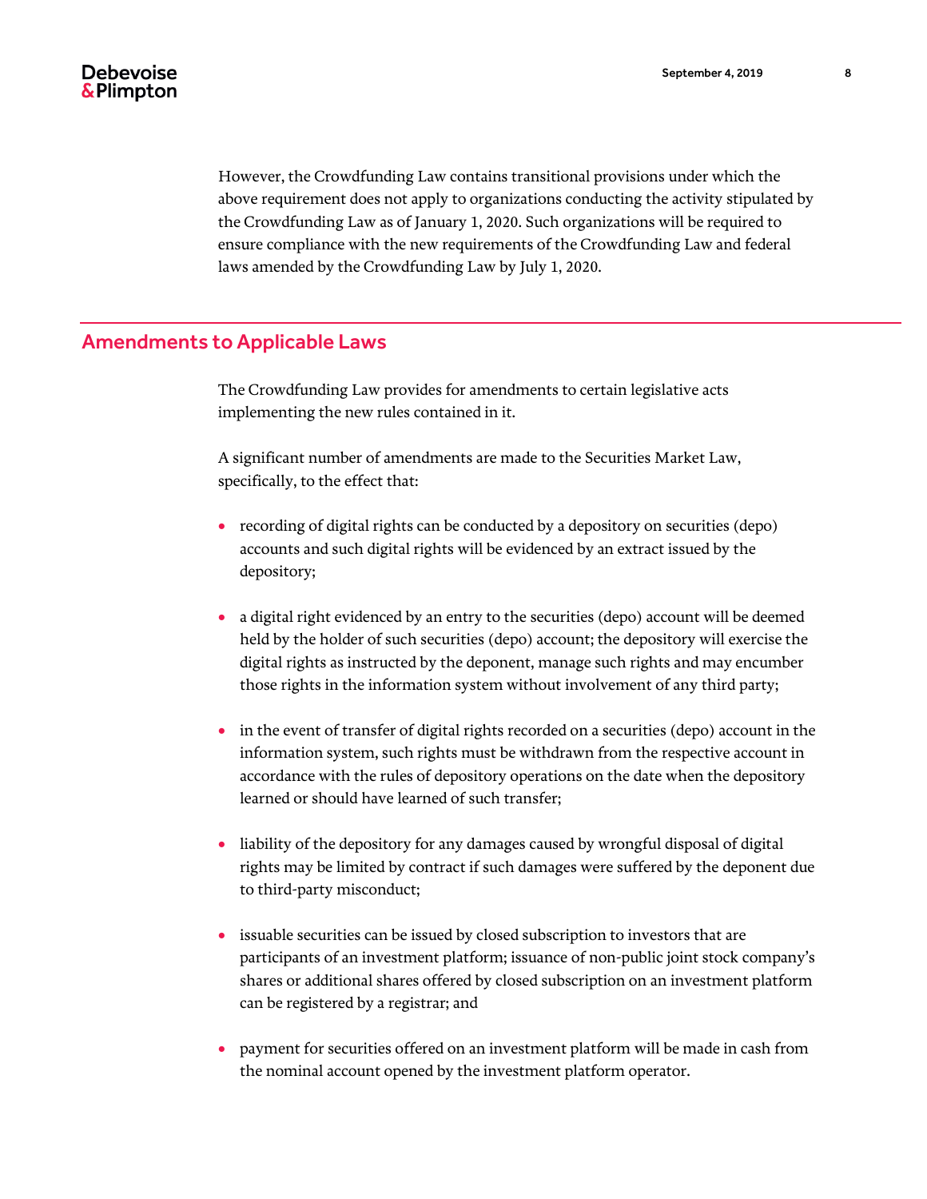However, the Crowdfunding Law contains transitional provisions under which the above requirement does not apply to organizations conducting the activity stipulated by the Crowdfunding Law as of January 1, 2020. Such organizations will be required to ensure compliance with the new requirements of the Crowdfunding Law and federal laws amended by the Crowdfunding Law by July 1, 2020.

## Amendments to Applicable Laws

The Crowdfunding Law provides for amendments to certain legislative acts implementing the new rules contained in it.

A significant number of amendments are made to the Securities Market Law, specifically, to the effect that:

- recording of digital rights can be conducted by a depository on securities (depo) accounts and such digital rights will be evidenced by an extract issued by the depository;
- a digital right evidenced by an entry to the securities (depo) account will be deemed held by the holder of such securities (depo) account; the depository will exercise the digital rights as instructed by the deponent, manage such rights and may encumber those rights in the information system without involvement of any third party;
- in the event of transfer of digital rights recorded on a securities (depo) account in the information system, such rights must be withdrawn from the respective account in accordance with the rules of depository operations on the date when the depository learned or should have learned of such transfer;
- liability of the depository for any damages caused by wrongful disposal of digital rights may be limited by contract if such damages were suffered by the deponent due to third-party misconduct;
- issuable securities can be issued by closed subscription to investors that are participants of an investment platform; issuance of non-public joint stock company's shares or additional shares offered by closed subscription on an investment platform can be registered by a registrar; and
- payment for securities offered on an investment platform will be made in cash from the nominal account opened by the investment platform operator.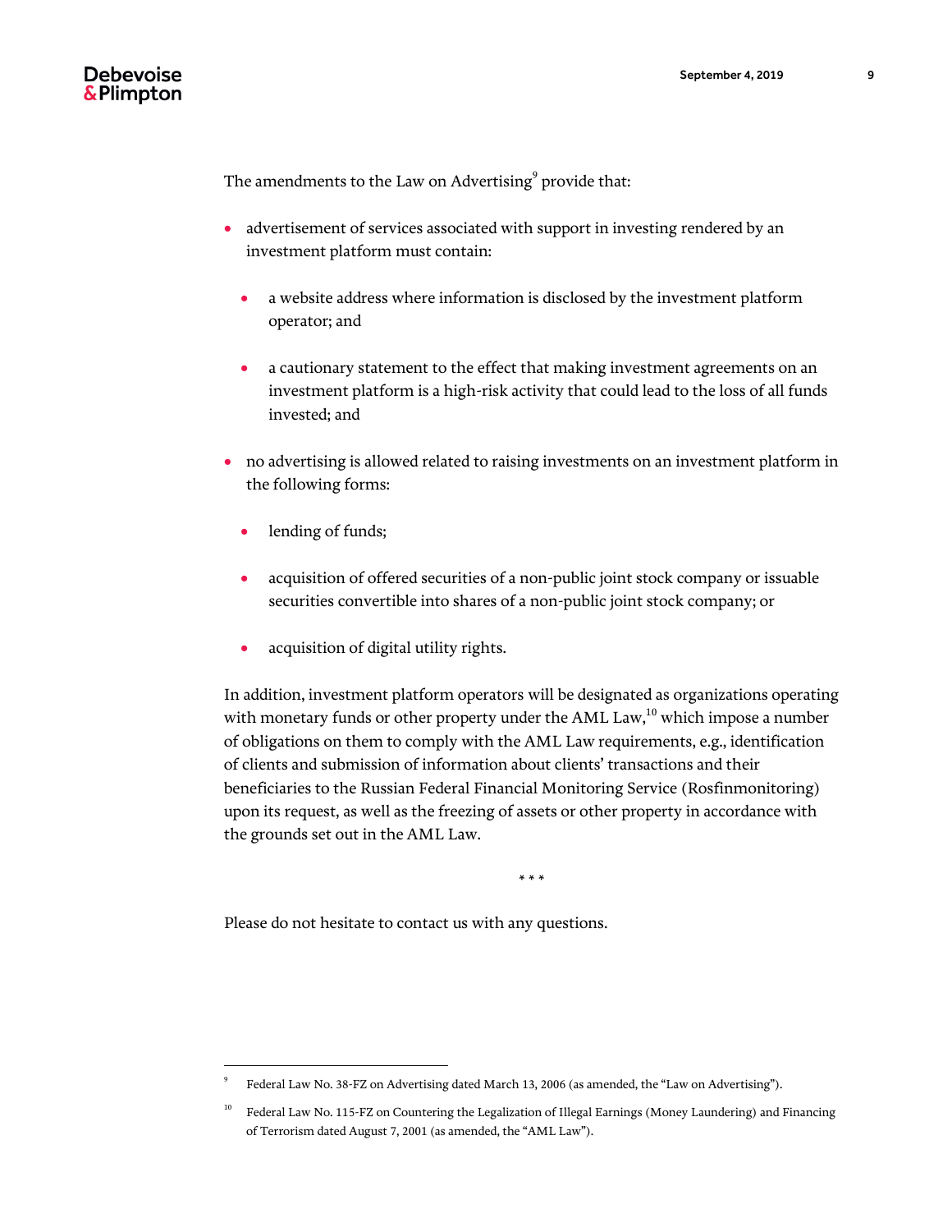The amendments to the Law on Advertising[9] provide that:

- advertisement of services associated with support in investing rendered by an investment platform must contain:
  - a website address where information is disclosed by the investment platform operator; and
  - a cautionary statement to the effect that making investment agreements on an investment platform is a high-risk activity that could lead to the loss of all funds invested; and
- no advertising is allowed related to raising investments on an investment platform in the following forms:
  - lending of funds;
  - acquisition of offered securities of a non-public joint stock company or issuable securities convertible into shares of a non-public joint stock company; or
  - acquisition of digital utility rights.

In addition, investment platform operators will be designated as organizations operating with monetary funds or other property under the AML Law,[10] which impose a number of obligations on them to comply with the AML Law requirements, e.g., identification of clients and submission of information about clients' transactions and their beneficiaries to the Russian Federal Financial Monitoring Service (Rosfinmonitoring) upon its request, as well as the freezing of assets or other property in accordance with the grounds set out in the AML Law.

\* \* \*

Please do not hesitate to contact us with any questions.

---

[9] Federal Law No. 38-FZ on Advertising dated March 13, 2006 (as amended, the "Law on Advertising").

[10] Federal Law No. 115-FZ on Countering the Legalization of Illegal Earnings (Money Laundering) and Financing of Terrorism dated August 7, 2001 (as amended, the "AML Law").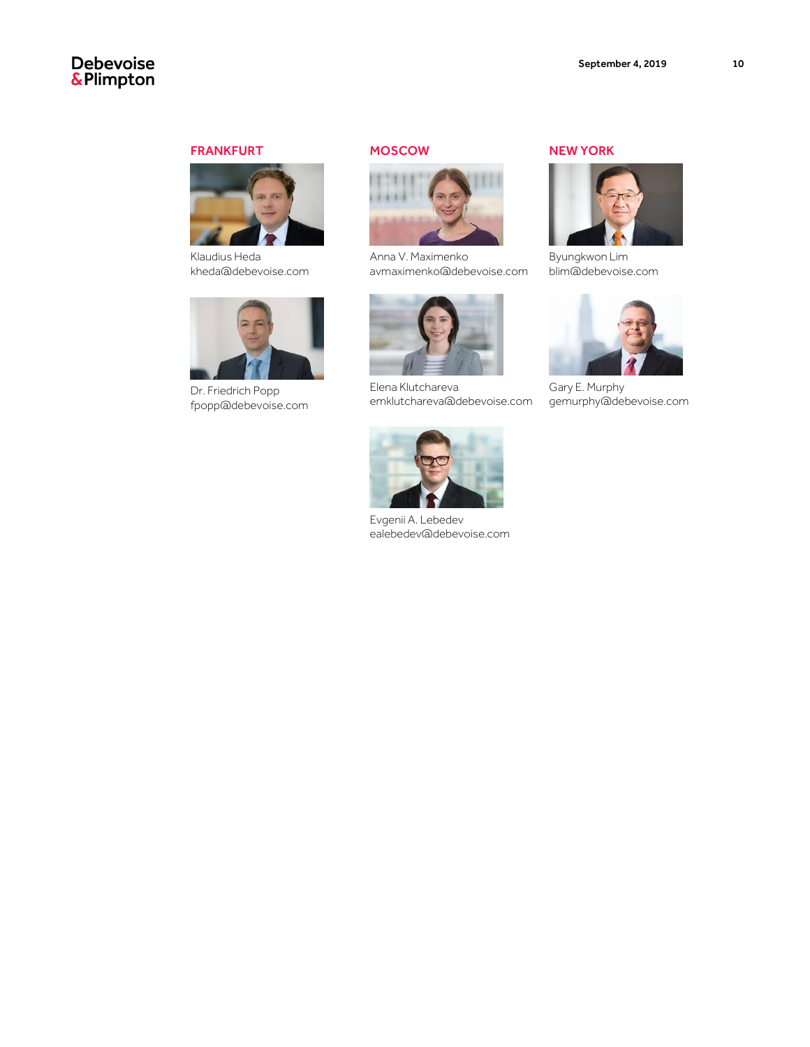## FRANKFURT

Klaudius Heda
kheda@debevoise.com

Dr. Friedrich Popp
fpopp@debevoise.com

## MOSCOW

Anna V. Maximenko
avmaximenko@debevoise.com

Elena Klutchareva
emklutchareva@debevoise.com

Evgenii A. Lebedev
ealebedev@debevoise.com

## NEW YORK

Byungkwon Lim
blim@debevoise.com

Gary E. Murphy
gemurphy@debevoise.com